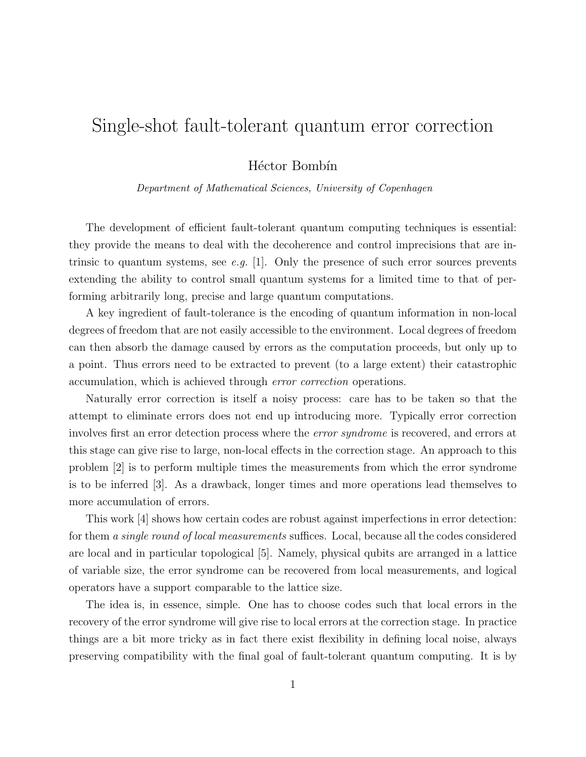# Single-shot fault-tolerant quantum error correction

Héctor Bombín

*Department of Mathematical Sciences, University of Copenhagen*

The development of efficient fault-tolerant quantum computing techniques is essential: they provide the means to deal with the decoherence and control imprecisions that are intrinsic to quantum systems, see *e.g.* [1]. Only the presence of such error sources prevents extending the ability to control small quantum systems for a limited time to that of performing arbitrarily long, precise and large quantum computations.

A key ingredient of fault-tolerance is the encoding of quantum information in non-local degrees of freedom that are not easily accessible to the environment. Local degrees of freedom can then absorb the damage caused by errors as the computation proceeds, but only up to a point. Thus errors need to be extracted to prevent (to a large extent) their catastrophic accumulation, which is achieved through *error correction* operations.

Naturally error correction is itself a noisy process: care has to be taken so that the attempt to eliminate errors does not end up introducing more. Typically error correction involves first an error detection process where the *error syndrome* is recovered, and errors at this stage can give rise to large, non-local effects in the correction stage. An approach to this problem [2] is to perform multiple times the measurements from which the error syndrome is to be inferred [3]. As a drawback, longer times and more operations lead themselves to more accumulation of errors.

This work [4] shows how certain codes are robust against imperfections in error detection: for them *a single round of local measurements* suffices. Local, because all the codes considered are local and in particular topological [5]. Namely, physical qubits are arranged in a lattice of variable size, the error syndrome can be recovered from local measurements, and logical operators have a support comparable to the lattice size.

The idea is, in essence, simple. One has to choose codes such that local errors in the recovery of the error syndrome will give rise to local errors at the correction stage. In practice things are a bit more tricky as in fact there exist flexibility in defining local noise, always preserving compatibility with the final goal of fault-tolerant quantum computing. It is by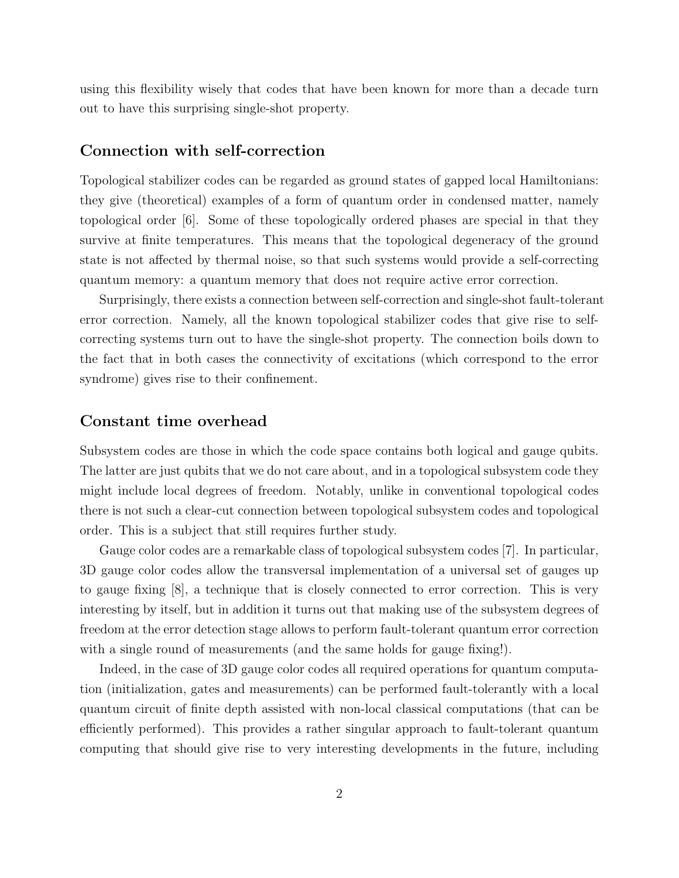using this flexibility wisely that codes that have been known for more than a decade turn out to have this surprising single-shot property.

## Connection with self-correction

Topological stabilizer codes can be regarded as ground states of gapped local Hamiltonians: they give (theoretical) examples of a form of quantum order in condensed matter, namely topological order [6]. Some of these topologically ordered phases are special in that they survive at finite temperatures. This means that the topological degeneracy of the ground state is not affected by thermal noise, so that such systems would provide a self-correcting quantum memory: a quantum memory that does not require active error correction.

Surprisingly, there exists a connection between self-correction and single-shot fault-tolerant error correction. Namely, all the known topological stabilizer codes that give rise to self-correcting systems turn out to have the single-shot property. The connection boils down to the fact that in both cases the connectivity of excitations (which correspond to the error syndrome) gives rise to their confinement.

## Constant time overhead

Subsystem codes are those in which the code space contains both logical and gauge qubits. The latter are just qubits that we do not care about, and in a topological subsystem code they might include local degrees of freedom. Notably, unlike in conventional topological codes there is not such a clear-cut connection between topological subsystem codes and topological order. This is a subject that still requires further study.

Gauge color codes are a remarkable class of topological subsystem codes [7]. In particular, 3D gauge color codes allow the transversal implementation of a universal set of gauges up to gauge fixing [8], a technique that is closely connected to error correction. This is very interesting by itself, but in addition it turns out that making use of the subsystem degrees of freedom at the error detection stage allows to perform fault-tolerant quantum error correction with a single round of measurements (and the same holds for gauge fixing!).

Indeed, in the case of 3D gauge color codes all required operations for quantum computation (initialization, gates and measurements) can be performed fault-tolerantly with a local quantum circuit of finite depth assisted with non-local classical computations (that can be efficiently performed). This provides a rather singular approach to fault-tolerant quantum computing that should give rise to very interesting developments in the future, including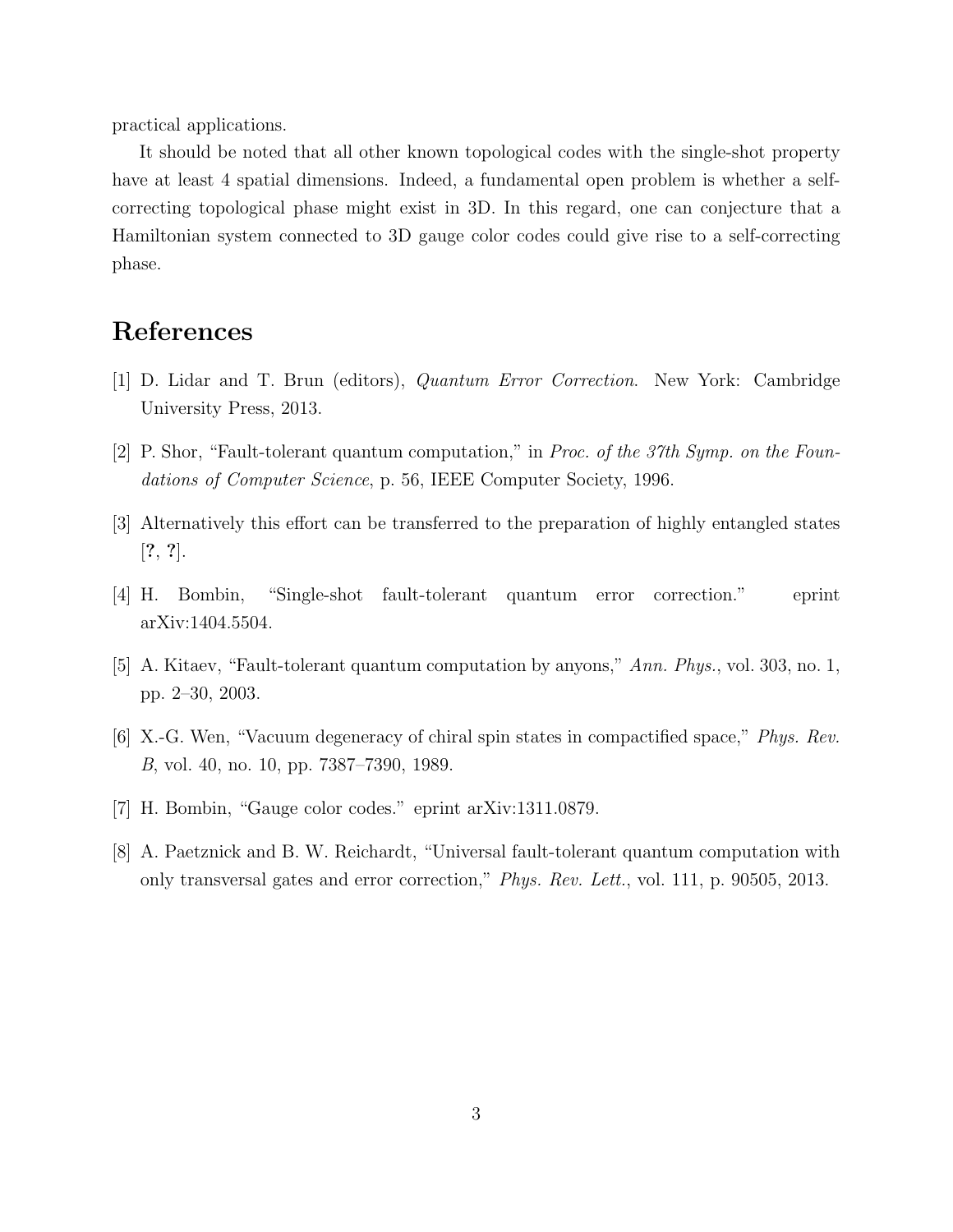practical applications.

It should be noted that all other known topological codes with the single-shot property have at least 4 spatial dimensions. Indeed, a fundamental open problem is whether a self-correcting topological phase might exist in 3D. In this regard, one can conjecture that a Hamiltonian system connected to 3D gauge color codes could give rise to a self-correcting phase.

## References

[1] D. Lidar and T. Brun (editors), *Quantum Error Correction*. New York: Cambridge University Press, 2013.

[2] P. Shor, "Fault-tolerant quantum computation," in *Proc. of the 37th Symp. on the Foundations of Computer Science*, p. 56, IEEE Computer Society, 1996.

[3] Alternatively this effort can be transferred to the preparation of highly entangled states [**?**, **?**].

[4] H. Bombin, "Single-shot fault-tolerant quantum error correction." eprint arXiv:1404.5504.

[5] A. Kitaev, "Fault-tolerant quantum computation by anyons," *Ann. Phys.*, vol. 303, no. 1, pp. 2–30, 2003.

[6] X.-G. Wen, "Vacuum degeneracy of chiral spin states in compactified space," *Phys. Rev. B*, vol. 40, no. 10, pp. 7387–7390, 1989.

[7] H. Bombin, "Gauge color codes." eprint arXiv:1311.0879.

[8] A. Paetznick and B. W. Reichardt, "Universal fault-tolerant quantum computation with only transversal gates and error correction," *Phys. Rev. Lett.*, vol. 111, p. 90505, 2013.